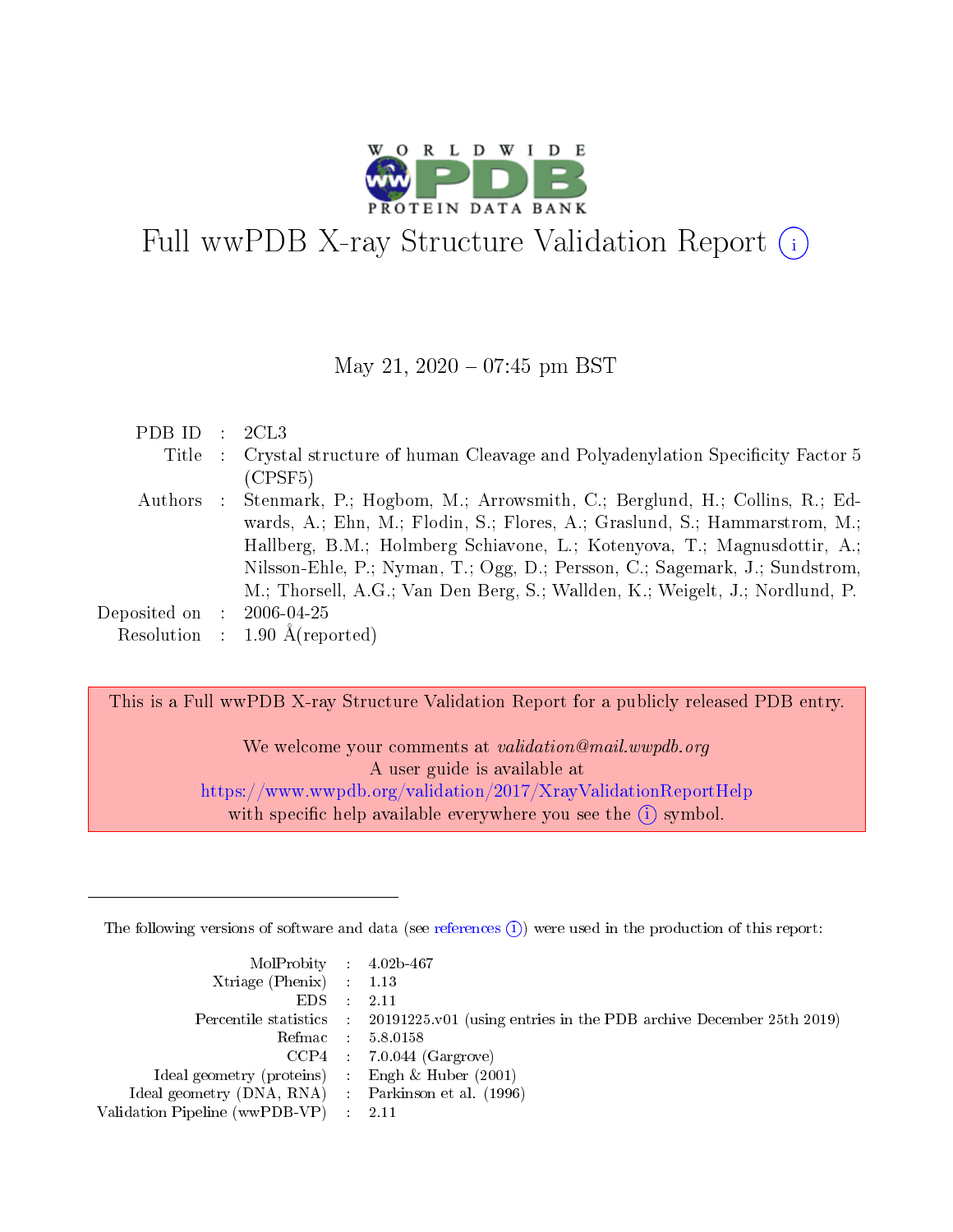# Full wwPDB X-ray Structure Validation Report (i)

May 21, 2020 – 07:45 pm BST

| | | |
|---|---|---|
| PDB ID | : | 2CL3 |
| Title | : | Crystal structure of human Cleavage and Polyadenylation Specificity Factor 5 (CPSF5) |
| Authors | : | Stenmark, P.; Hogbom, M.; Arrowsmith, C.; Berglund, H.; Collins, R.; Edwards, A.; Ehn, M.; Flodin, S.; Flores, A.; Graslund, S.; Hammarstrom, M.; Hallberg, B.M.; Holmberg Schiavone, L.; Kotenyova, T.; Magnusdottir, A.; Nilsson-Ehle, P.; Nyman, T.; Ogg, D.; Persson, C.; Sagemark, J.; Sundstrom, M.; Thorsell, A.G.; Van Den Berg, S.; Wallden, K.; Weigelt, J.; Nordlund, P. |
| Deposited on | : | 2006-04-25 |
| Resolution | : | 1.90 Å(reported) |

This is a Full wwPDB X-ray Structure Validation Report for a publicly released PDB entry.

We welcome your comments at *validation@mail.wwpdb.org*
A user guide is available at
https://www.wwpdb.org/validation/2017/XrayValidationReportHelp
with specific help available everywhere you see the (i) symbol.

---

The following versions of software and data (see references (i)) were used in the production of this report:

| | | |
|---|---|---|
| MolProbity | : | 4.02b-467 |
| Xtriage (Phenix) | : | 1.13 |
| EDS | : | 2.11 |
| Percentile statistics | : | 20191225.v01 (using entries in the PDB archive December 25th 2019) |
| Refmac | : | 5.8.0158 |
| CCP4 | : | 7.0.044 (Gargrove) |
| Ideal geometry (proteins) | : | Engh & Huber (2001) |
| Ideal geometry (DNA, RNA) | : | Parkinson et al. (1996) |
| Validation Pipeline (wwPDB-VP) | : | 2.11 |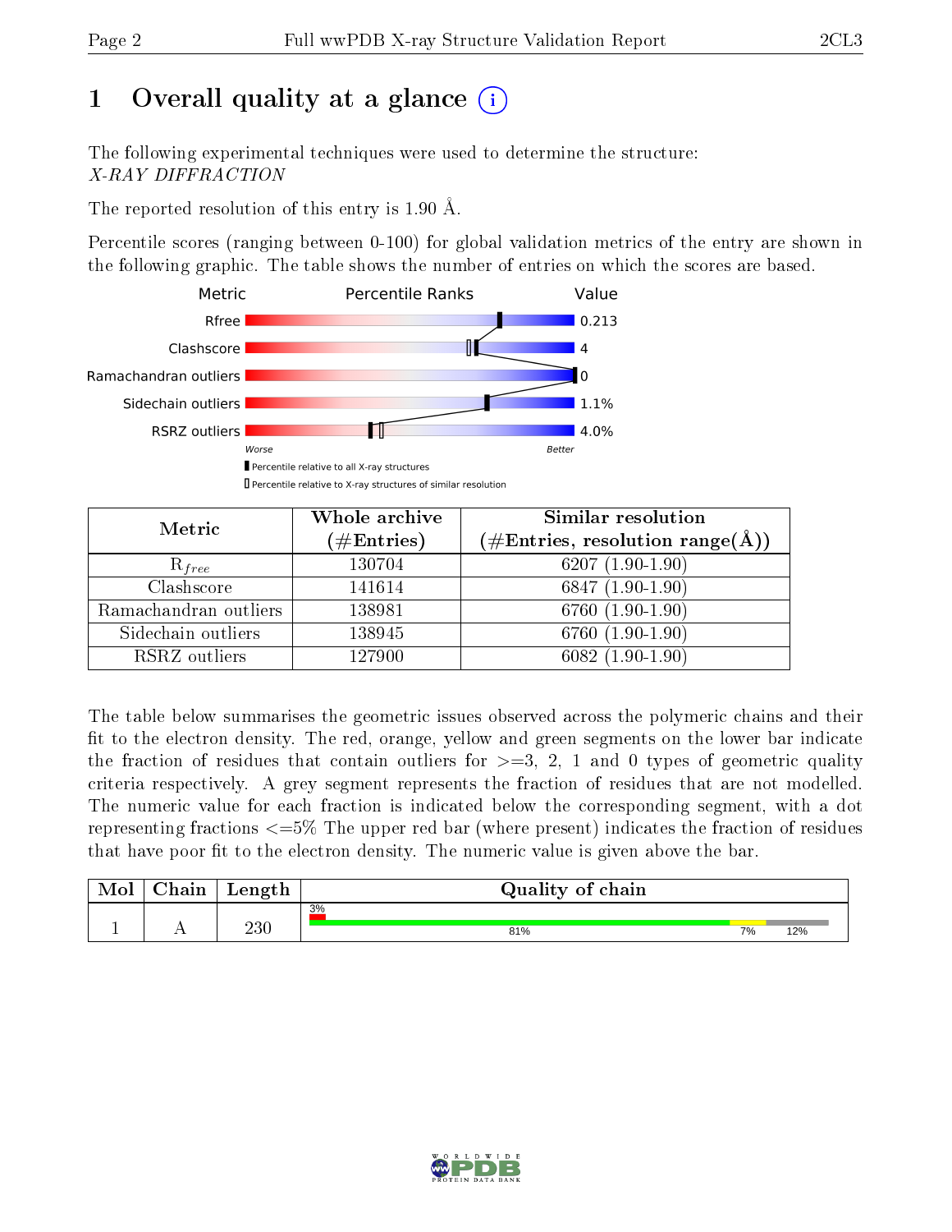# 1 Overall quality at a glance (i)

The following experimental techniques were used to determine the structure:
*X-RAY DIFFRACTION*

The reported resolution of this entry is 1.90 Å.

Percentile scores (ranging between 0-100) for global validation metrics of the entry are shown in the following graphic. The table shows the number of entries on which the scores are based.

| Metric | Value |
|---|---|
| Rfree | 0.213 |
| Clashscore | 4 |
| Ramachandran outliers | 0 |
| Sidechain outliers | 1.1% |
| RSRZ outliers | 4.0% |

Worse — Better

■ Percentile relative to all X-ray structures
□ Percentile relative to X-ray structures of similar resolution

| Metric | Whole archive (#Entries) | Similar resolution (#Entries, resolution range(Å)) |
|---|---|---|
| $R_{free}$ | 130704 | 6207 (1.90-1.90) |
| Clashscore | 141614 | 6847 (1.90-1.90) |
| Ramachandran outliers | 138981 | 6760 (1.90-1.90) |
| Sidechain outliers | 138945 | 6760 (1.90-1.90) |
| RSRZ outliers | 127900 | 6082 (1.90-1.90) |

The table below summarises the geometric issues observed across the polymeric chains and their fit to the electron density. The red, orange, yellow and green segments on the lower bar indicate the fraction of residues that contain outliers for >=3, 2, 1 and 0 types of geometric quality criteria respectively. A grey segment represents the fraction of residues that are not modelled. The numeric value for each fraction is indicated below the corresponding segment, with a dot representing fractions <=5% The upper red bar (where present) indicates the fraction of residues that have poor fit to the electron density. The numeric value is given above the bar.

| Mol | Chain | Length | Quality of chain |
|---|---|---|---|
| 1 | A | 230 | 3% / 81% / 7% / 12% |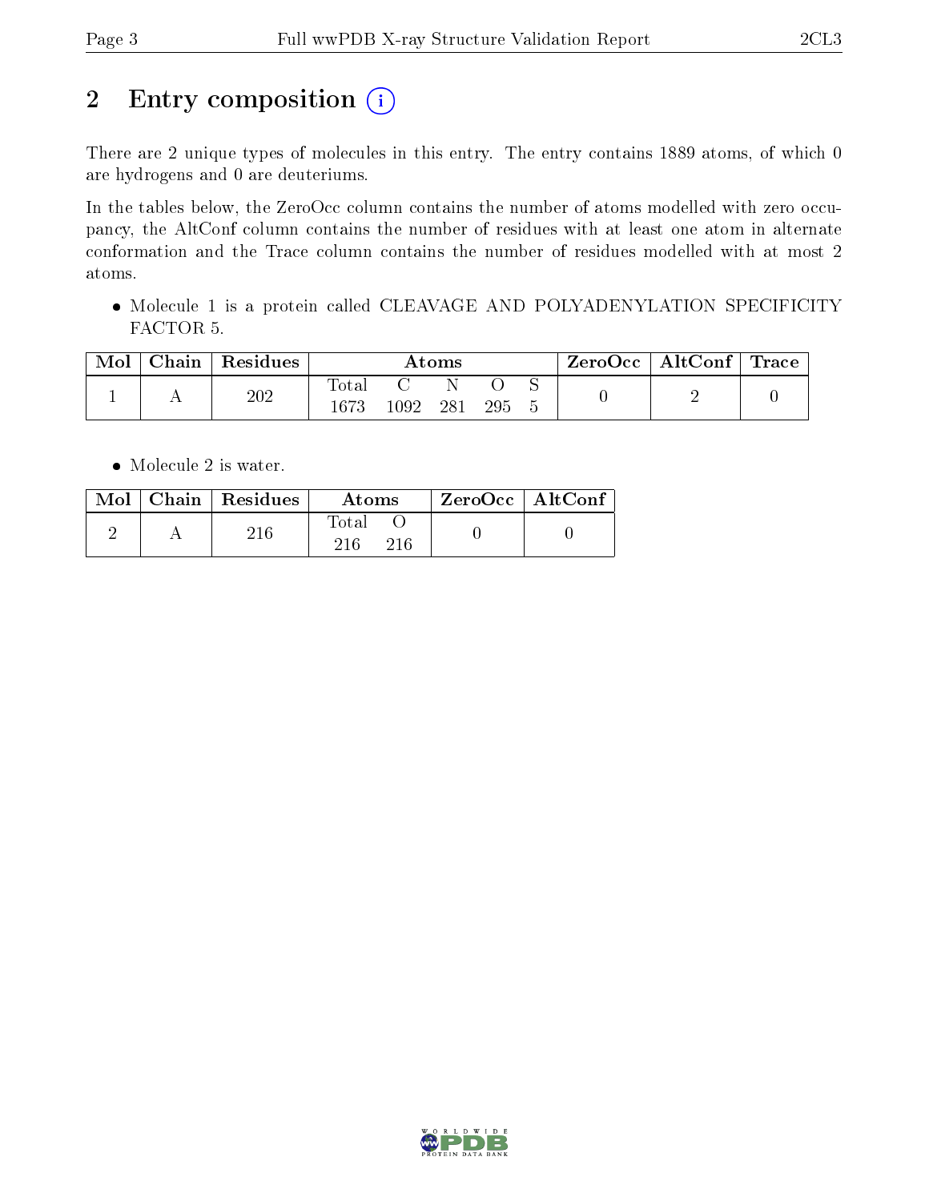# 2 Entry composition

There are 2 unique types of molecules in this entry. The entry contains 1889 atoms, of which 0 are hydrogens and 0 are deuteriums.

In the tables below, the ZeroOcc column contains the number of atoms modelled with zero occupancy, the AltConf column contains the number of residues with at least one atom in alternate conformation and the Trace column contains the number of residues modelled with at most 2 atoms.

- Molecule 1 is a protein called CLEAVAGE AND POLYADENYLATION SPECIFICITY FACTOR 5.

| Mol | Chain | Residues | Atoms | | | | | ZeroOcc | AltConf | Trace |
|---|---|---|---|---|---|---|---|---|---|---|
| | | | Total | C | N | O | S | | | |
| 1 | A | 202 | 1673 | 1092 | 281 | 295 | 5 | 0 | 2 | 0 |

- Molecule 2 is water.

| Mol | Chain | Residues | Atoms | | ZeroOcc | AltConf |
|---|---|---|---|---|---|---|
| | | | Total | O | | |
| 2 | A | 216 | 216 | 216 | 0 | 0 |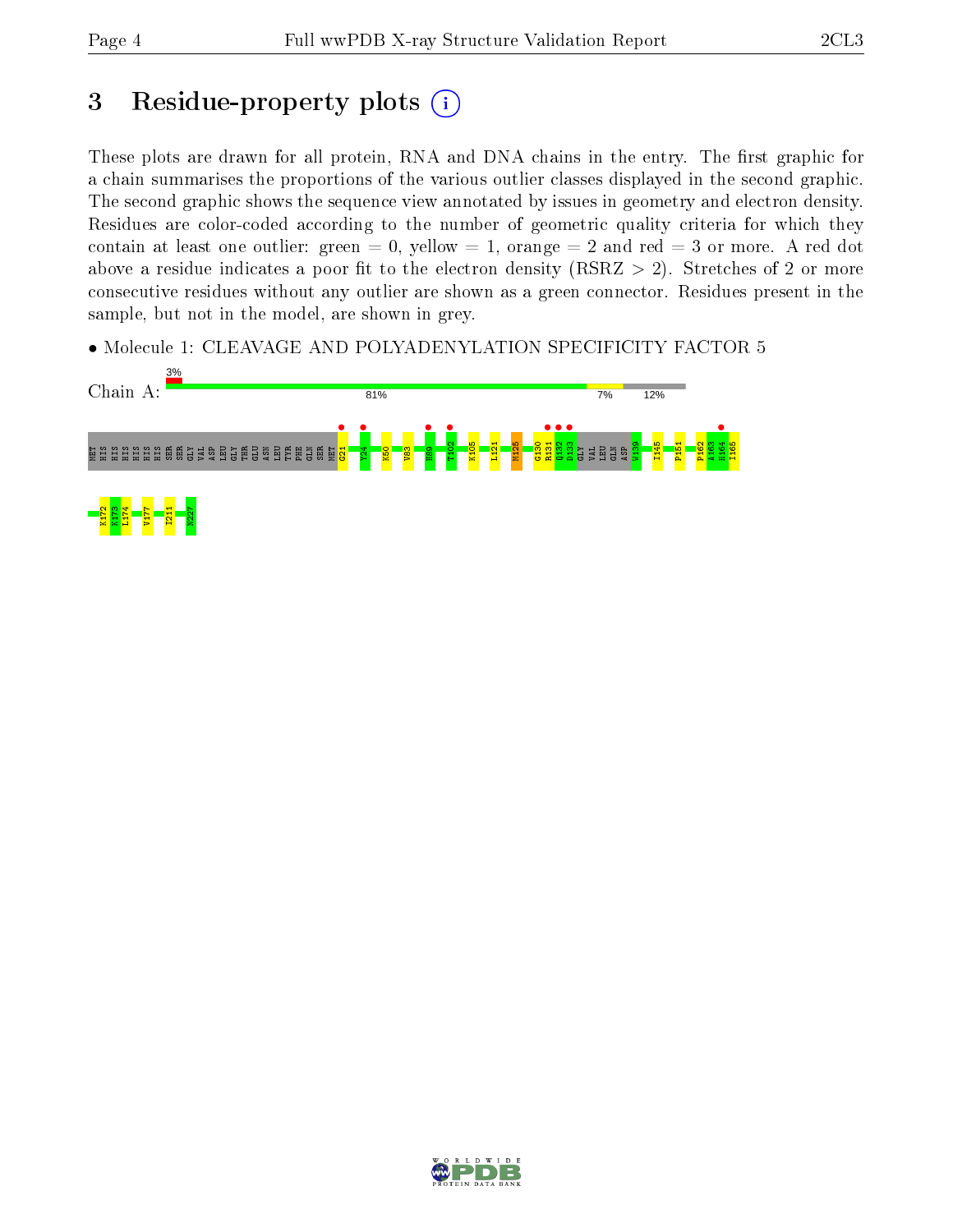# 3 Residue-property plots

These plots are drawn for all protein, RNA and DNA chains in the entry. The first graphic for a chain summarises the proportions of the various outlier classes displayed in the second graphic. The second graphic shows the sequence view annotated by issues in geometry and electron density. Residues are color-coded according to the number of geometric quality criteria for which they contain at least one outlier: green = 0, yellow = 1, orange = 2 and red = 3 or more. A red dot above a residue indicates a poor fit to the electron density (RSRZ > 2). Stretches of 2 or more consecutive residues without any outlier are shown as a green connector. Residues present in the sample, but not in the model, are shown in grey.

- Molecule 1: CLEAVAGE AND POLYADENYLATION SPECIFICITY FACTOR 5

Chain A: 3% | 81% | 7% | 12%

MET HIS HIS HIS HIS HIS HIS SER SER GLY VAL ASP LEU GLY THR GLU ASN LEU TYR PHE GLN SER MET G21 Y24 K50 V83 H89 T102 K105 L121 M125 G130 R131 Q132 D133 GLY VAL LEU GLN ASP W139 I145 P151 P162 A163 H164 I165

K172 K173 L174 V177 I211 N227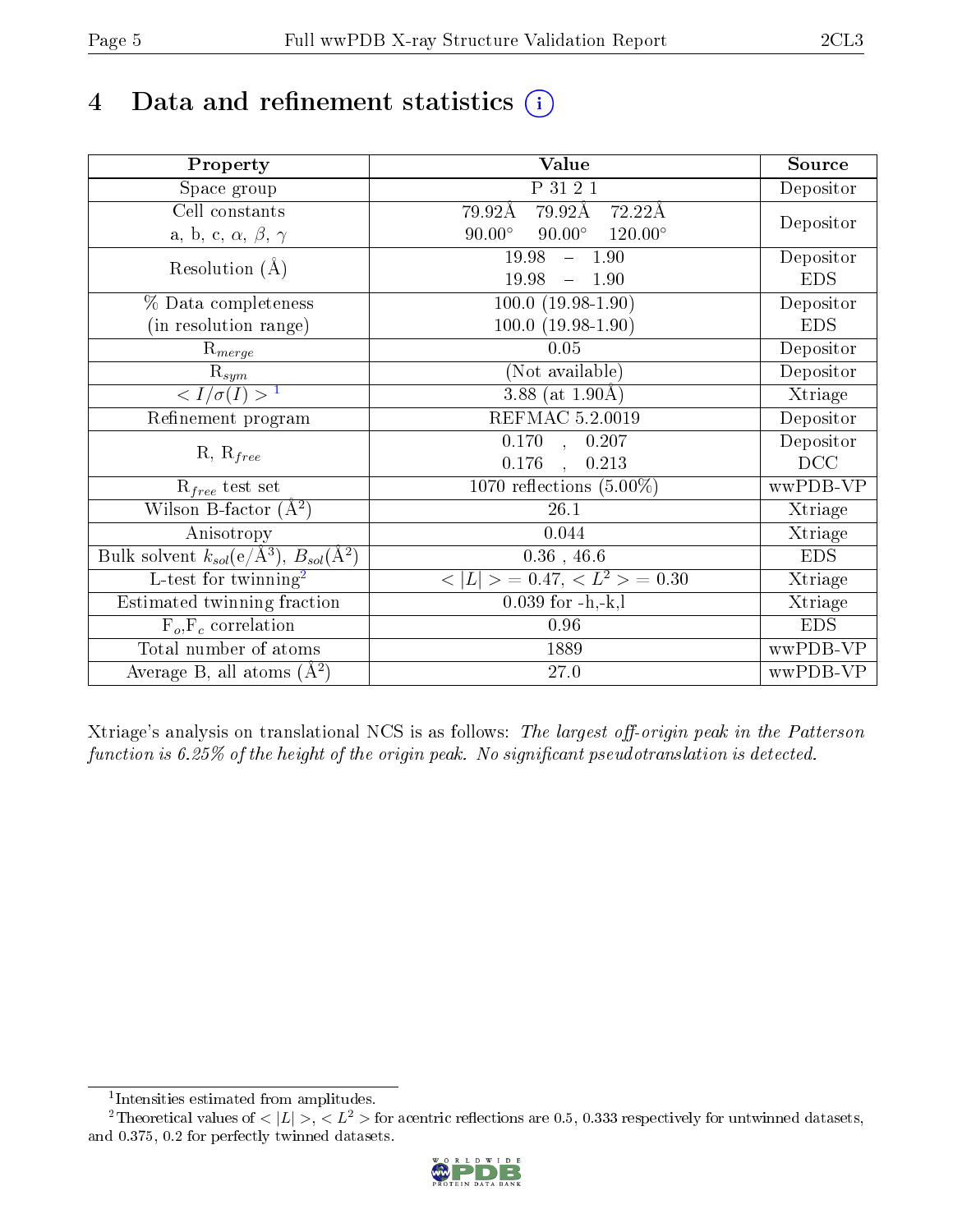# 4 Data and refinement statistics (i)

| Property | Value | Source |
|---|---|---|
| Space group | P 31 2 1 | Depositor |
| Cell constants<br>a, b, c, $\alpha$, $\beta$, $\gamma$ | 79.92Å 79.92Å 72.22Å<br>90.00° 90.00° 120.00° | Depositor |
| Resolution (Å) | 19.98 – 1.90<br>19.98 – 1.90 | Depositor<br>EDS |
| % Data completeness<br>(in resolution range) | 100.0 (19.98-1.90)<br>100.0 (19.98-1.90) | Depositor<br>EDS |
| $R_{merge}$ | 0.05 | Depositor |
| $R_{sym}$ | (Not available) | Depositor |
| $< I/\sigma(I) >$ [1] | 3.88 (at 1.90Å) | Xtriage |
| Refinement program | REFMAC 5.2.0019 | Depositor |
| R, $R_{free}$ | 0.170 , 0.207<br>0.176 , 0.213 | Depositor<br>DCC |
| $R_{free}$ test set | 1070 reflections (5.00%) | wwPDB-VP |
| Wilson B-factor (Å$^2$) | 26.1 | Xtriage |
| Anisotropy | 0.044 | Xtriage |
| Bulk solvent $k_{sol}$(e/Å$^3$), $B_{sol}$(Å$^2$) | 0.36 , 46.6 | EDS |
| L-test for twinning[2] | $< \vert L \vert >$ = 0.47, $< L^2 >$ = 0.30 | Xtriage |
| Estimated twinning fraction | 0.039 for -h,-k,l | Xtriage |
| $F_o$,$F_c$ correlation | 0.96 | EDS |
| Total number of atoms | 1889 | wwPDB-VP |
| Average B, all atoms (Å$^2$) | 27.0 | wwPDB-VP |

Xtriage's analysis on translational NCS is as follows: *The largest off-origin peak in the Patterson function is 6.25% of the height of the origin peak. No significant pseudotranslation is detected.*

[1] Intensities estimated from amplitudes.

[2] Theoretical values of $< |L| >$, $< L^2 >$ for acentric reflections are 0.5, 0.333 respectively for untwinned datasets, and 0.375, 0.2 for perfectly twinned datasets.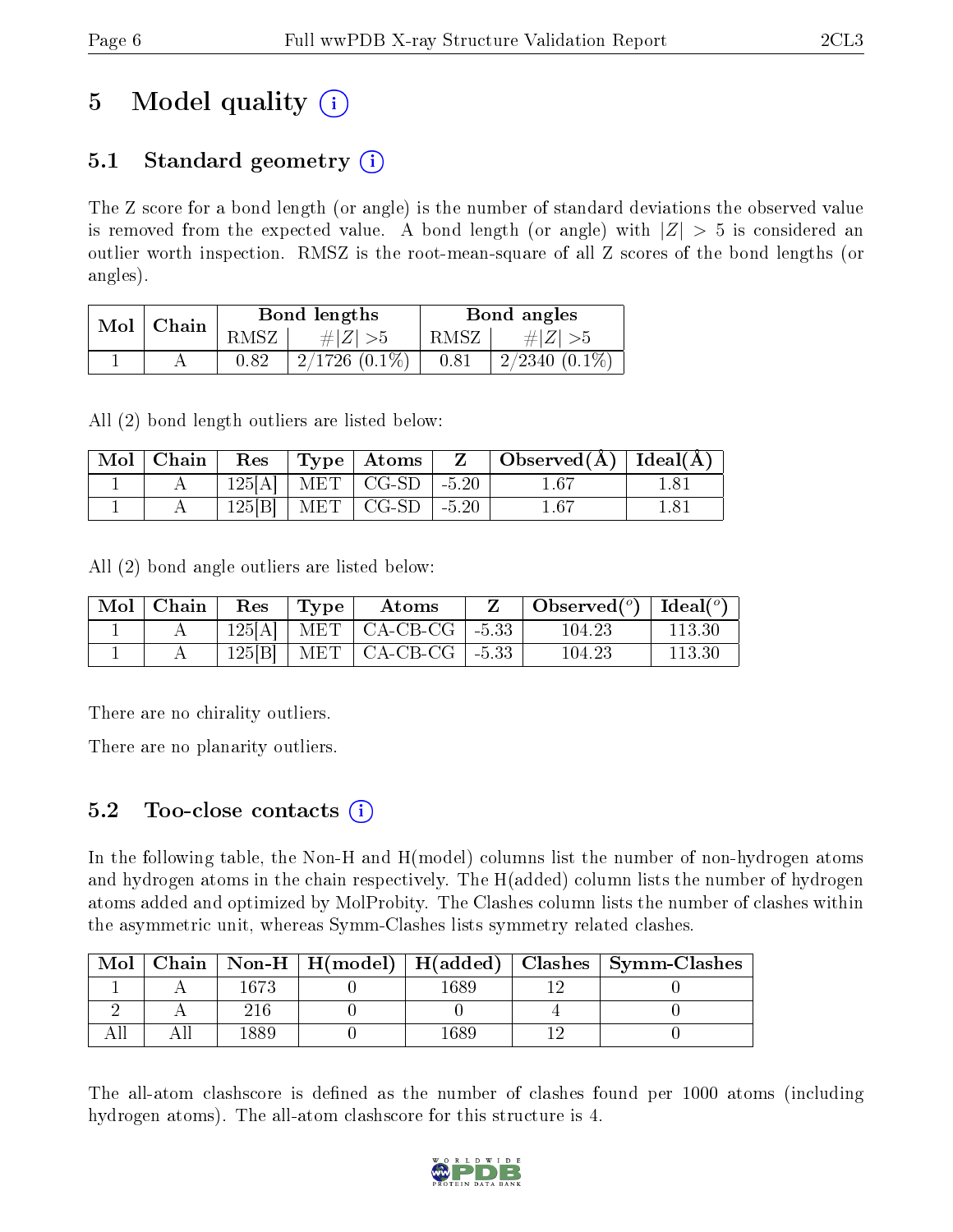# 5 Model quality

## 5.1 Standard geometry

The Z score for a bond length (or angle) is the number of standard deviations the observed value is removed from the expected value. A bond length (or angle) with $|Z| > 5$ is considered an outlier worth inspection. RMSZ is the root-mean-square of all Z scores of the bond lengths (or angles).

| Mol | Chain | Bond lengths | | Bond angles | |
|---|---|---|---|---|---|
| | | RMSZ | $\#\|Z\| > 5$ | RMSZ | $\#\|Z\| > 5$ |
| 1 | A | 0.82 | 2/1726 (0.1%) | 0.81 | 2/2340 (0.1%) |

All (2) bond length outliers are listed below:

| Mol | Chain | Res | Type | Atoms | Z | Observed(Å) | Ideal(Å) |
|---|---|---|---|---|---|---|---|
| 1 | A | 125[A] | MET | CG-SD | -5.20 | 1.67 | 1.81 |
| 1 | A | 125[B] | MET | CG-SD | -5.20 | 1.67 | 1.81 |

All (2) bond angle outliers are listed below:

| Mol | Chain | Res | Type | Atoms | Z | Observed($^o$) | Ideal($^o$) |
|---|---|---|---|---|---|---|---|
| 1 | A | 125[A] | MET | CA-CB-CG | -5.33 | 104.23 | 113.30 |
| 1 | A | 125[B] | MET | CA-CB-CG | -5.33 | 104.23 | 113.30 |

There are no chirality outliers.

There are no planarity outliers.

## 5.2 Too-close contacts

In the following table, the Non-H and H(model) columns list the number of non-hydrogen atoms and hydrogen atoms in the chain respectively. The H(added) column lists the number of hydrogen atoms added and optimized by MolProbity. The Clashes column lists the number of clashes within the asymmetric unit, whereas Symm-Clashes lists symmetry related clashes.

| Mol | Chain | Non-H | H(model) | H(added) | Clashes | Symm-Clashes |
|---|---|---|---|---|---|---|
| 1 | A | 1673 | 0 | 1689 | 12 | 0 |
| 2 | A | 216 | 0 | 0 | 4 | 0 |
| All | All | 1889 | 0 | 1689 | 12 | 0 |

The all-atom clashscore is defined as the number of clashes found per 1000 atoms (including hydrogen atoms). The all-atom clashscore for this structure is 4.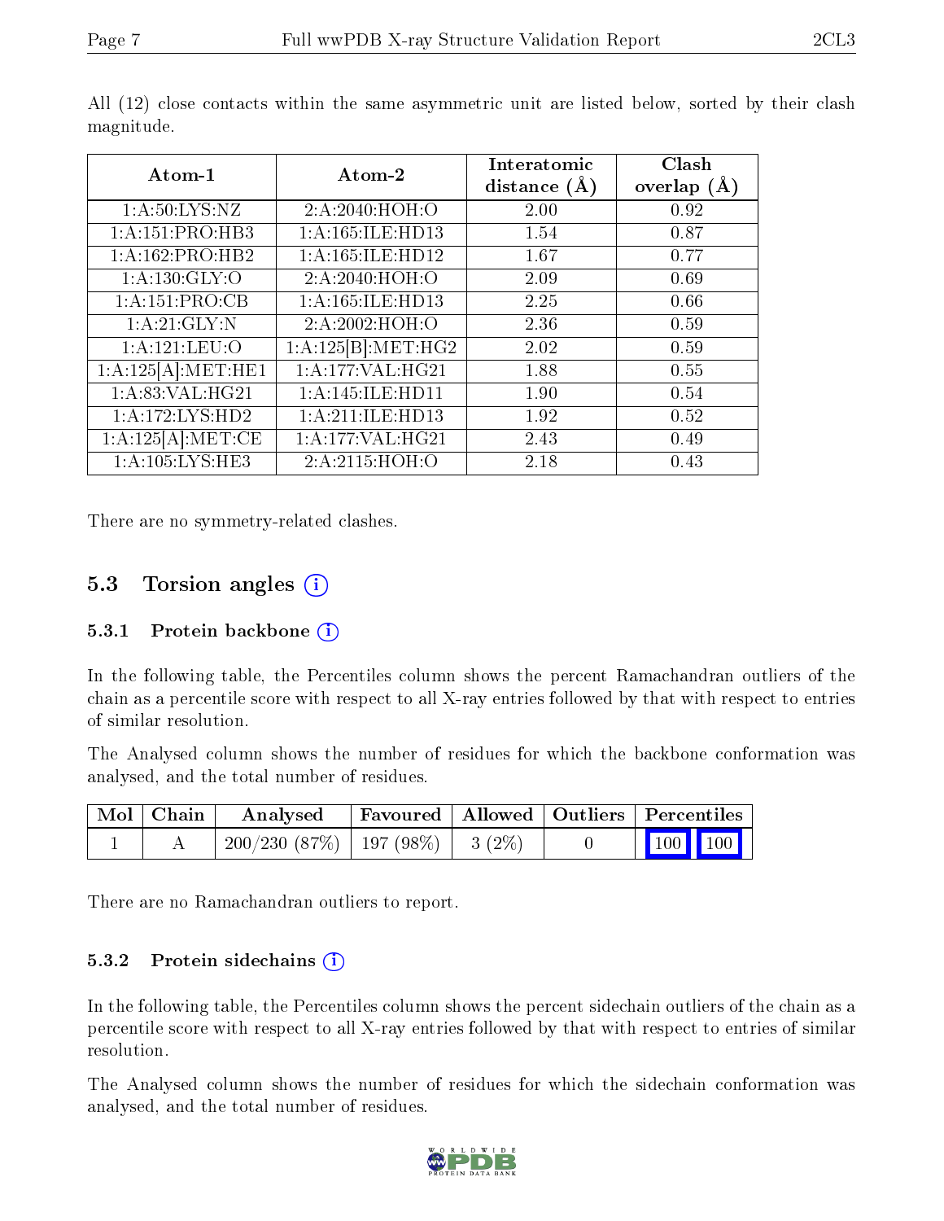All (12) close contacts within the same asymmetric unit are listed below, sorted by their clash magnitude.

| Atom-1 | Atom-2 | Interatomic distance (Å) | Clash overlap (Å) |
|---|---|---|---|
| 1:A:50:LYS:NZ | 2:A:2040:HOH:O | 2.00 | 0.92 |
| 1:A:151:PRO:HB3 | 1:A:165:ILE:HD13 | 1.54 | 0.87 |
| 1:A:162:PRO:HB2 | 1:A:165:ILE:HD12 | 1.67 | 0.77 |
| 1:A:130:GLY:O | 2:A:2040:HOH:O | 2.09 | 0.69 |
| 1:A:151:PRO:CB | 1:A:165:ILE:HD13 | 2.25 | 0.66 |
| 1:A:21:GLY:N | 2:A:2002:HOH:O | 2.36 | 0.59 |
| 1:A:121:LEU:O | 1:A:125[B]:MET:HG2 | 2.02 | 0.59 |
| 1:A:125[A]:MET:HE1 | 1:A:177:VAL:HG21 | 1.88 | 0.55 |
| 1:A:83:VAL:HG21 | 1:A:145:ILE:HD11 | 1.90 | 0.54 |
| 1:A:172:LYS:HD2 | 1:A:211:ILE:HD13 | 1.92 | 0.52 |
| 1:A:125[A]:MET:CE | 1:A:177:VAL:HG21 | 2.43 | 0.49 |
| 1:A:105:LYS:HE3 | 2:A:2115:HOH:O | 2.18 | 0.43 |

There are no symmetry-related clashes.

## 5.3 Torsion angles

### 5.3.1 Protein backbone

In the following table, the Percentiles column shows the percent Ramachandran outliers of the chain as a percentile score with respect to all X-ray entries followed by that with respect to entries of similar resolution.

The Analysed column shows the number of residues for which the backbone conformation was analysed, and the total number of residues.

| Mol | Chain | Analysed | Favoured | Allowed | Outliers | Percentiles | |
|---|---|---|---|---|---|---|---|
| 1 | A | 200/230 (87%) | 197 (98%) | 3 (2%) | 0 | 100 | 100 |

There are no Ramachandran outliers to report.

### 5.3.2 Protein sidechains

In the following table, the Percentiles column shows the percent sidechain outliers of the chain as a percentile score with respect to all X-ray entries followed by that with respect to entries of similar resolution.

The Analysed column shows the number of residues for which the sidechain conformation was analysed, and the total number of residues.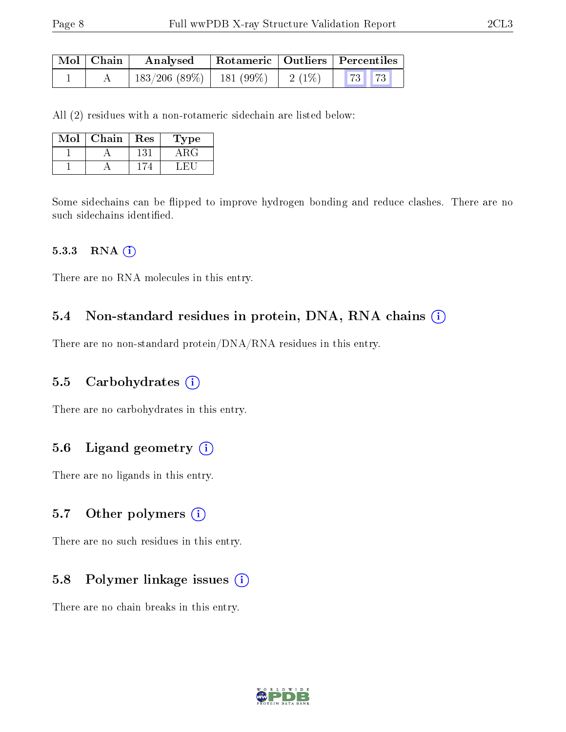| Mol | Chain | Analysed | Rotameric | Outliers | Percentiles | |
|---|---|---|---|---|---|---|
| 1 | A | 183/206 (89%) | 181 (99%) | 2 (1%) | 73 | 73 |

All (2) residues with a non-rotameric sidechain are listed below:

| Mol | Chain | Res | Type |
|---|---|---|---|
| 1 | A | 131 | ARG |
| 1 | A | 174 | LEU |

Some sidechains can be flipped to improve hydrogen bonding and reduce clashes. There are no such sidechains identified.

#### 5.3.3 RNA

There are no RNA molecules in this entry.

### 5.4 Non-standard residues in protein, DNA, RNA chains

There are no non-standard protein/DNA/RNA residues in this entry.

### 5.5 Carbohydrates

There are no carbohydrates in this entry.

### 5.6 Ligand geometry

There are no ligands in this entry.

### 5.7 Other polymers

There are no such residues in this entry.

### 5.8 Polymer linkage issues

There are no chain breaks in this entry.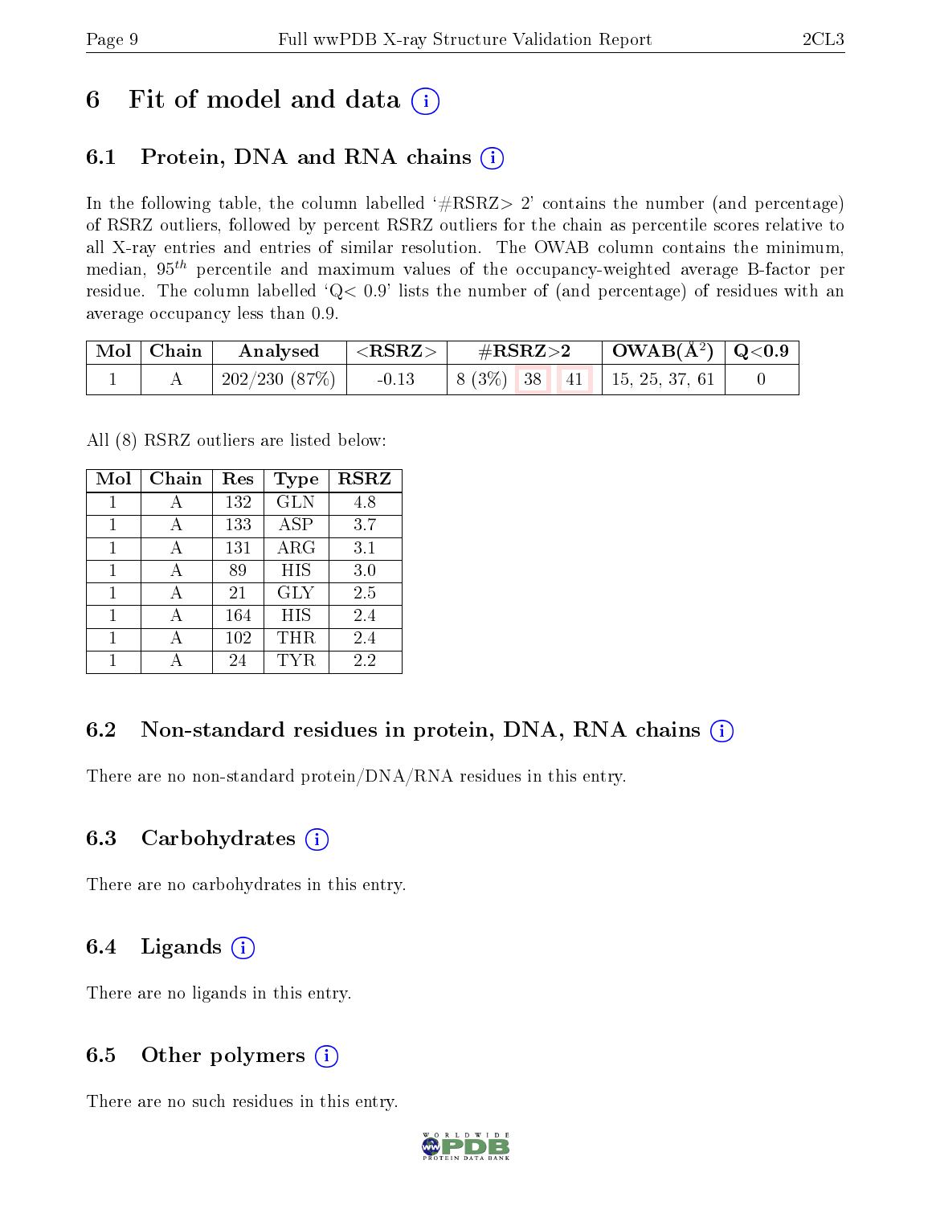# 6 Fit of model and data

## 6.1 Protein, DNA and RNA chains

In the following table, the column labelled '#RSRZ> 2' contains the number (and percentage) of RSRZ outliers, followed by percent RSRZ outliers for the chain as percentile scores relative to all X-ray entries and entries of similar resolution. The OWAB column contains the minimum, median, $95^{th}$ percentile and maximum values of the occupancy-weighted average B-factor per residue. The column labelled 'Q< 0.9' lists the number of (and percentage) of residues with an average occupancy less than 0.9.

| Mol | Chain | Analysed | <RSRZ> | #RSRZ>2 | | | OWAB(Å$^2$) | Q<0.9 |
|---|---|---|---|---|---|---|---|---|
| 1 | A | 202/230 (87%) | -0.13 | 8 (3%) | 38 | 41 | 15, 25, 37, 61 | 0 |

All (8) RSRZ outliers are listed below:

| Mol | Chain | Res | Type | RSRZ |
|---|---|---|---|---|
| 1 | A | 132 | GLN | 4.8 |
| 1 | A | 133 | ASP | 3.7 |
| 1 | A | 131 | ARG | 3.1 |
| 1 | A | 89 | HIS | 3.0 |
| 1 | A | 21 | GLY | 2.5 |
| 1 | A | 164 | HIS | 2.4 |
| 1 | A | 102 | THR | 2.4 |
| 1 | A | 24 | TYR | 2.2 |

## 6.2 Non-standard residues in protein, DNA, RNA chains

There are no non-standard protein/DNA/RNA residues in this entry.

## 6.3 Carbohydrates

There are no carbohydrates in this entry.

## 6.4 Ligands

There are no ligands in this entry.

## 6.5 Other polymers

There are no such residues in this entry.